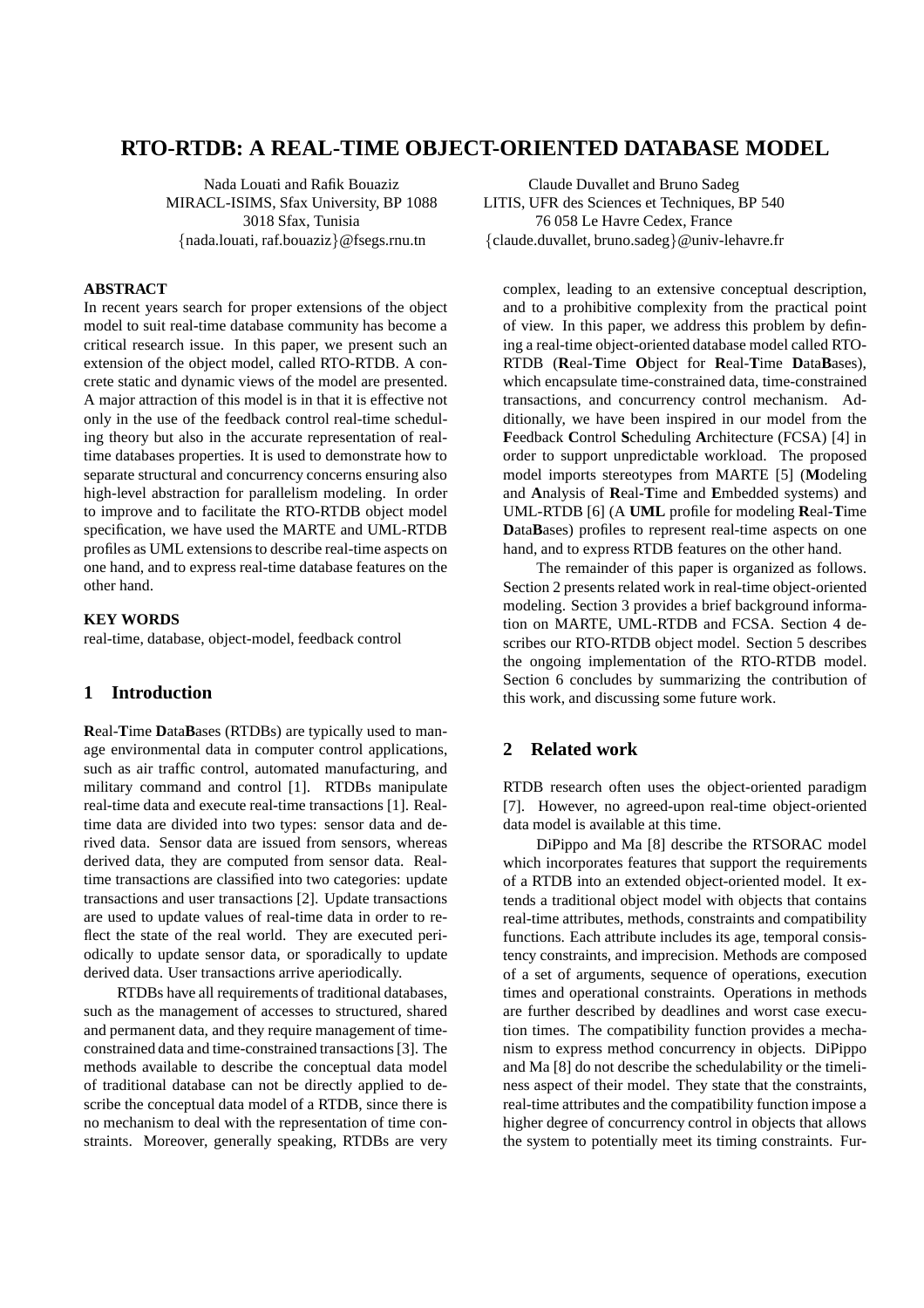# RTO-RTDB: A REAL-TIME OBJECT-ORIENTED DATABASE MODEL

Nada Louati and Rafik Bouaziz
MIRACL-ISIMS, Sfax University, BP 1088
3018 Sfax, Tunisia
{nada.louati, raf.bouaziz}@fsegs.rnu.tn

Claude Duvallet and Bruno Sadeg
LITIS, UFR des Sciences et Techniques, BP 540
76 058 Le Havre Cedex, France
{claude.duvallet, bruno.sadeg}@univ-lehavre.fr

**ABSTRACT**

In recent years search for proper extensions of the object model to suit real-time database community has become a critical research issue. In this paper, we present such an extension of the object model, called RTO-RTDB. A concrete static and dynamic views of the model are presented. A major attraction of this model is in that it is effective not only in the use of the feedback control real-time scheduling theory but also in the accurate representation of real-time databases properties. It is used to demonstrate how to separate structural and concurrency concerns ensuring also high-level abstraction for parallelism modeling. In order to improve and to facilitate the RTO-RTDB object model specification, we have used the MARTE and UML-RTDB profiles as UML extensions to describe real-time aspects on one hand, and to express real-time database features on the other hand.

**KEY WORDS**

real-time, database, object-model, feedback control

## 1 Introduction

**R**eal-**T**ime **D**ata**B**ases (RTDBs) are typically used to manage environmental data in computer control applications, such as air traffic control, automated manufacturing, and military command and control [1]. RTDBs manipulate real-time data and execute real-time transactions [1]. Real-time data are divided into two types: sensor data and derived data. Sensor data are issued from sensors, whereas derived data, they are computed from sensor data. Real-time transactions are classified into two categories: update transactions and user transactions [2]. Update transactions are used to update values of real-time data in order to reflect the state of the real world. They are executed periodically to update sensor data, or sporadically to update derived data. User transactions arrive aperiodically.

RTDBs have all requirements of traditional databases, such as the management of accesses to structured, shared and permanent data, and they require management of time-constrained data and time-constrained transactions [3]. The methods available to describe the conceptual data model of traditional database can not be directly applied to describe the conceptual data model of a RTDB, since there is no mechanism to deal with the representation of time constraints. Moreover, generally speaking, RTDBs are very complex, leading to an extensive conceptual description, and to a prohibitive complexity from the practical point of view. In this paper, we address this problem by defining a real-time object-oriented database model called RTO-RTDB (**R**eal-**T**ime **O**bject for **R**eal-**T**ime **D**ata**B**ases), which encapsulate time-constrained data, time-constrained transactions, and concurrency control mechanism. Additionally, we have been inspired in our model from the **F**eedback **C**ontrol **S**cheduling **A**rchitecture (FCSA) [4] in order to support unpredictable workload. The proposed model imports stereotypes from MARTE [5] (**M**odeling and **A**nalysis of **R**eal-**T**ime and **E**mbedded systems) and UML-RTDB [6] (A **UML** profile for modeling **R**eal-**T**ime **D**ata**B**ases) profiles to represent real-time aspects on one hand, and to express RTDB features on the other hand.

The remainder of this paper is organized as follows. Section 2 presents related work in real-time object-oriented modeling. Section 3 provides a brief background information on MARTE, UML-RTDB and FCSA. Section 4 describes our RTO-RTDB object model. Section 5 describes the ongoing implementation of the RTO-RTDB model. Section 6 concludes by summarizing the contribution of this work, and discussing some future work.

## 2 Related work

RTDB research often uses the object-oriented paradigm [7]. However, no agreed-upon real-time object-oriented data model is available at this time.

DiPippo and Ma [8] describe the RTSORAC model which incorporates features that support the requirements of a RTDB into an extended object-oriented model. It extends a traditional object model with objects that contains real-time attributes, methods, constraints and compatibility functions. Each attribute includes its age, temporal consistency constraints, and imprecision. Methods are composed of a set of arguments, sequence of operations, execution times and operational constraints. Operations in methods are further described by deadlines and worst case execution times. The compatibility function provides a mechanism to express method concurrency in objects. DiPippo and Ma [8] do not describe the schedulability or the timeliness aspect of their model. They state that the constraints, real-time attributes and the compatibility function impose a higher degree of concurrency control in objects that allows the system to potentially meet its timing constraints. Fur-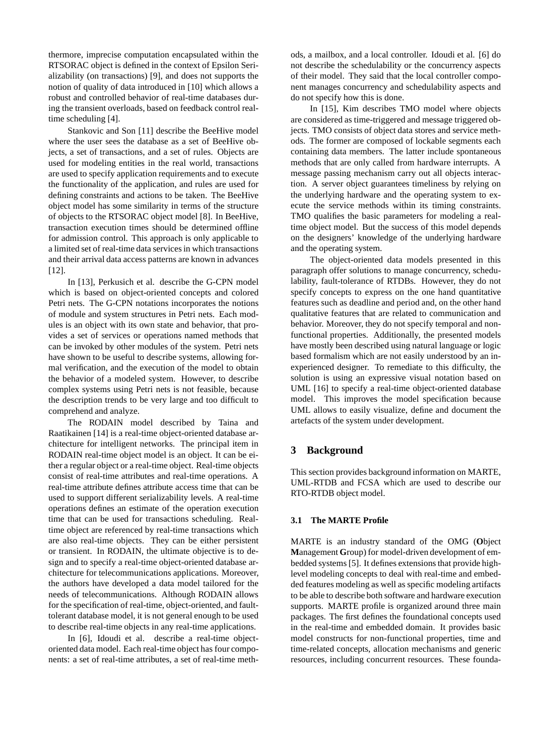thermore, imprecise computation encapsulated within the RTSORAC object is defined in the context of Epsilon Serializability (on transactions) [9], and does not supports the notion of quality of data introduced in [10] which allows a robust and controlled behavior of real-time databases during the transient overloads, based on feedback control real-time scheduling [4].

Stankovic and Son [11] describe the BeeHive model where the user sees the database as a set of BeeHive objects, a set of transactions, and a set of rules. Objects are used for modeling entities in the real world, transactions are used to specify application requirements and to execute the functionality of the application, and rules are used for defining constraints and actions to be taken. The BeeHive object model has some similarity in terms of the structure of objects to the RTSORAC object model [8]. In BeeHive, transaction execution times should be determined offline for admission control. This approach is only applicable to a limited set of real-time data services in which transactions and their arrival data access patterns are known in advances [12].

In [13], Perkusich et al. describe the G-CPN model which is based on object-oriented concepts and colored Petri nets. The G-CPN notations incorporates the notions of module and system structures in Petri nets. Each modules is an object with its own state and behavior, that provides a set of services or operations named methods that can be invoked by other modules of the system. Petri nets have shown to be useful to describe systems, allowing formal verification, and the execution of the model to obtain the behavior of a modeled system. However, to describe complex systems using Petri nets is not feasible, because the description trends to be very large and too difficult to comprehend and analyze.

The RODAIN model described by Taina and Raatikainen [14] is a real-time object-oriented database architecture for intelligent networks. The principal item in RODAIN real-time object model is an object. It can be either a regular object or a real-time object. Real-time objects consist of real-time attributes and real-time operations. A real-time attribute defines attribute access time that can be used to support different serializability levels. A real-time operations defines an estimate of the operation execution time that can be used for transactions scheduling. Real-time object are referenced by real-time transactions which are also real-time objects. They can be either persistent or transient. In RODAIN, the ultimate objective is to design and to specify a real-time object-oriented database architecture for telecommunications applications. Moreover, the authors have developed a data model tailored for the needs of telecommunications. Although RODAIN allows for the specification of real-time, object-oriented, and fault-tolerant database model, it is not general enough to be used to describe real-time objects in any real-time applications.

In [6], Idoudi et al. describe a real-time object-oriented data model. Each real-time object has four components: a set of real-time attributes, a set of real-time methods, a mailbox, and a local controller. Idoudi et al. [6] do not describe the schedulability or the concurrency aspects of their model. They said that the local controller component manages concurrency and schedulability aspects and do not specify how this is done.

In [15], Kim describes TMO model where objects are considered as time-triggered and message triggered objects. TMO consists of object data stores and service methods. The former are composed of lockable segments each containing data members. The latter include spontaneous methods that are only called from hardware interrupts. A message passing mechanism carry out all objects interaction. A server object guarantees timeliness by relying on the underlying hardware and the operating system to execute the service methods within its timing constraints. TMO qualifies the basic parameters for modeling a real-time object model. But the success of this model depends on the designers' knowledge of the underlying hardware and the operating system.

The object-oriented data models presented in this paragraph offer solutions to manage concurrency, schedulability, fault-tolerance of RTDBs. However, they do not specify concepts to express on the one hand quantitative features such as deadline and period and, on the other hand qualitative features that are related to communication and behavior. Moreover, they do not specify temporal and non-functional properties. Additionally, the presented models have mostly been described using natural language or logic based formalism which are not easily understood by an inexperienced designer. To remediate to this difficulty, the solution is using an expressive visual notation based on UML [16] to specify a real-time object-oriented database model. This improves the model specification because UML allows to easily visualize, define and document the artefacts of the system under development.

## 3 Background

This section provides background information on MARTE, UML-RTDB and FCSA which are used to describe our RTO-RTDB object model.

### 3.1 The MARTE Profile

MARTE is an industry standard of the OMG (**O**bject **M**anagement **G**roup) for model-driven development of embedded systems [5]. It defines extensions that provide high-level modeling concepts to deal with real-time and embedded features modeling as well as specific modeling artifacts to be able to describe both software and hardware execution supports. MARTE profile is organized around three main packages. The first defines the foundational concepts used in the real-time and embedded domain. It provides basic model constructs for non-functional properties, time and time-related concepts, allocation mechanisms and generic resources, including concurrent resources. These founda-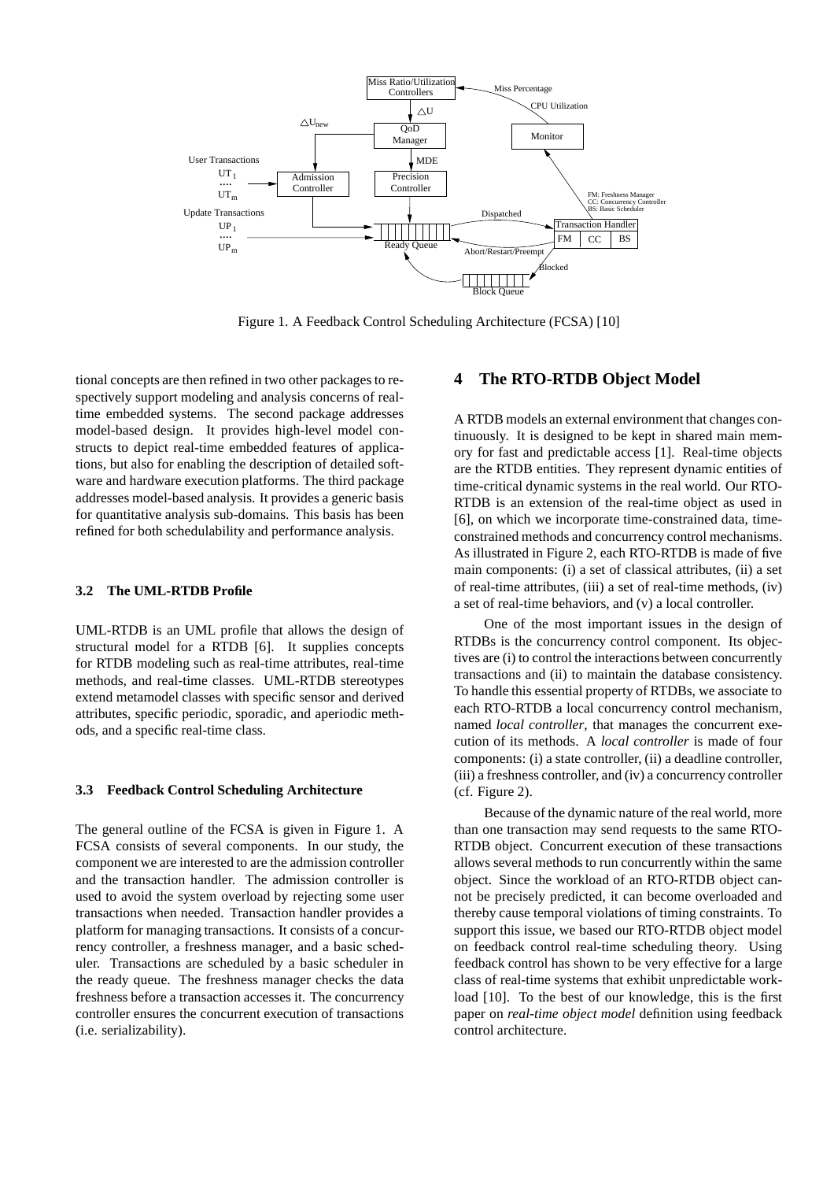Figure 1. A Feedback Control Scheduling Architecture (FCSA) [10]

tional concepts are then refined in two other packages to respectively support modeling and analysis concerns of real-time embedded systems. The second package addresses model-based design. It provides high-level model constructs to depict real-time embedded features of applications, but also for enabling the description of detailed software and hardware execution platforms. The third package addresses model-based analysis. It provides a generic basis for quantitative analysis sub-domains. This basis has been refined for both schedulability and performance analysis.

### 3.2 The UML-RTDB Profile

UML-RTDB is an UML profile that allows the design of structural model for a RTDB [6]. It supplies concepts for RTDB modeling such as real-time attributes, real-time methods, and real-time classes. UML-RTDB stereotypes extend metamodel classes with specific sensor and derived attributes, specific periodic, sporadic, and aperiodic methods, and a specific real-time class.

### 3.3 Feedback Control Scheduling Architecture

The general outline of the FCSA is given in Figure 1. A FCSA consists of several components. In our study, the component we are interested to are the admission controller and the transaction handler. The admission controller is used to avoid the system overload by rejecting some user transactions when needed. Transaction handler provides a platform for managing transactions. It consists of a concurrency controller, a freshness manager, and a basic scheduler. Transactions are scheduled by a basic scheduler in the ready queue. The freshness manager checks the data freshness before a transaction accesses it. The concurrency controller ensures the concurrent execution of transactions (i.e. serializability).

## 4 The RTO-RTDB Object Model

A RTDB models an external environment that changes continuously. It is designed to be kept in shared main memory for fast and predictable access [1]. Real-time objects are the RTDB entities. They represent dynamic entities of time-critical dynamic systems in the real world. Our RTO-RTDB is an extension of the real-time object as used in [6], on which we incorporate time-constrained data, time-constrained methods and concurrency control mechanisms. As illustrated in Figure 2, each RTO-RTDB is made of five main components: (i) a set of classical attributes, (ii) a set of real-time attributes, (iii) a set of real-time methods, (iv) a set of real-time behaviors, and (v) a local controller.

One of the most important issues in the design of RTDBs is the concurrency control component. Its objectives are (i) to control the interactions between concurrently transactions and (ii) to maintain the database consistency. To handle this essential property of RTDBs, we associate to each RTO-RTDB a local concurrency control mechanism, named *local controller*, that manages the concurrent execution of its methods. A *local controller* is made of four components: (i) a state controller, (ii) a deadline controller, (iii) a freshness controller, and (iv) a concurrency controller (cf. Figure 2).

Because of the dynamic nature of the real world, more than one transaction may send requests to the same RTO-RTDB object. Concurrent execution of these transactions allows several methods to run concurrently within the same object. Since the workload of an RTO-RTDB object cannot be precisely predicted, it can become overloaded and thereby cause temporal violations of timing constraints. To support this issue, we based our RTO-RTDB object model on feedback control real-time scheduling theory. Using feedback control has shown to be very effective for a large class of real-time systems that exhibit unpredictable workload [10]. To the best of our knowledge, this is the first paper on *real-time object model* definition using feedback control architecture.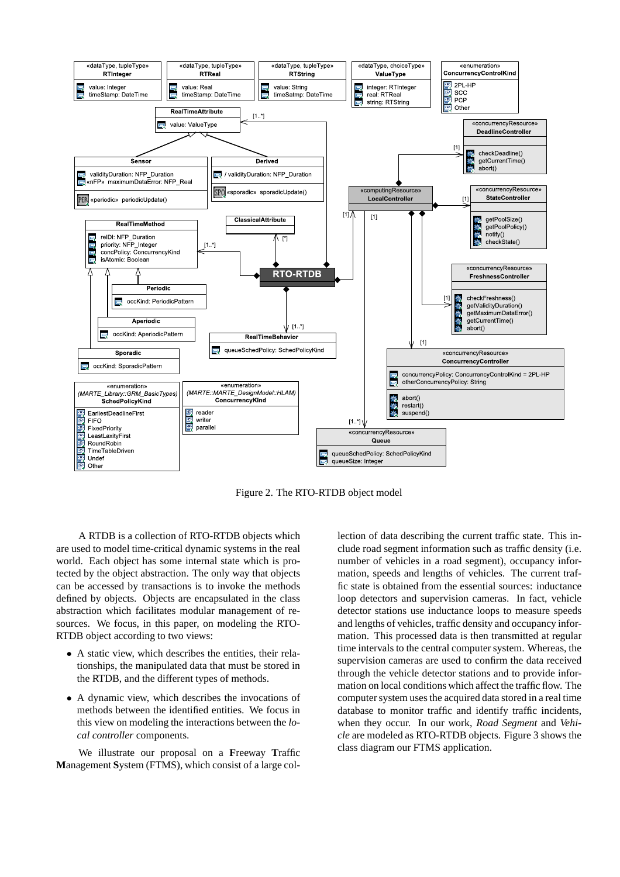Figure 2. The RTO-RTDB object model

A RTDB is a collection of RTO-RTDB objects which are used to model time-critical dynamic systems in the real world. Each object has some internal state which is protected by the object abstraction. The only way that objects can be accessed by transactions is to invoke the methods defined by objects. Objects are encapsulated in the class abstraction which facilitates modular management of resources. We focus, in this paper, on modeling the RTO-RTDB object according to two views:

- A static view, which describes the entities, their relationships, the manipulated data that must be stored in the RTDB, and the different types of methods.
- A dynamic view, which describes the invocations of methods between the identified entities. We focus in this view on modeling the interactions between the *local controller* components.

We illustrate our proposal on a **F**reeway **T**raffic **M**anagement **S**ystem (FTMS), which consist of a large collection of data describing the current traffic state. This include road segment information such as traffic density (i.e. number of vehicles in a road segment), occupancy information, speeds and lengths of vehicles. The current traffic state is obtained from the essential sources: inductance loop detectors and supervision cameras. In fact, vehicle detector stations use inductance loops to measure speeds and lengths of vehicles, traffic density and occupancy information. This processed data is then transmitted at regular time intervals to the central computer system. Whereas, the supervision cameras are used to confirm the data received through the vehicle detector stations and to provide information on local conditions which affect the traffic flow. The computer system uses the acquired data stored in a real time database to monitor traffic and identify traffic incidents, when they occur. In our work, *Road Segment* and *Vehicle* are modeled as RTO-RTDB objects. Figure 3 shows the class diagram our FTMS application.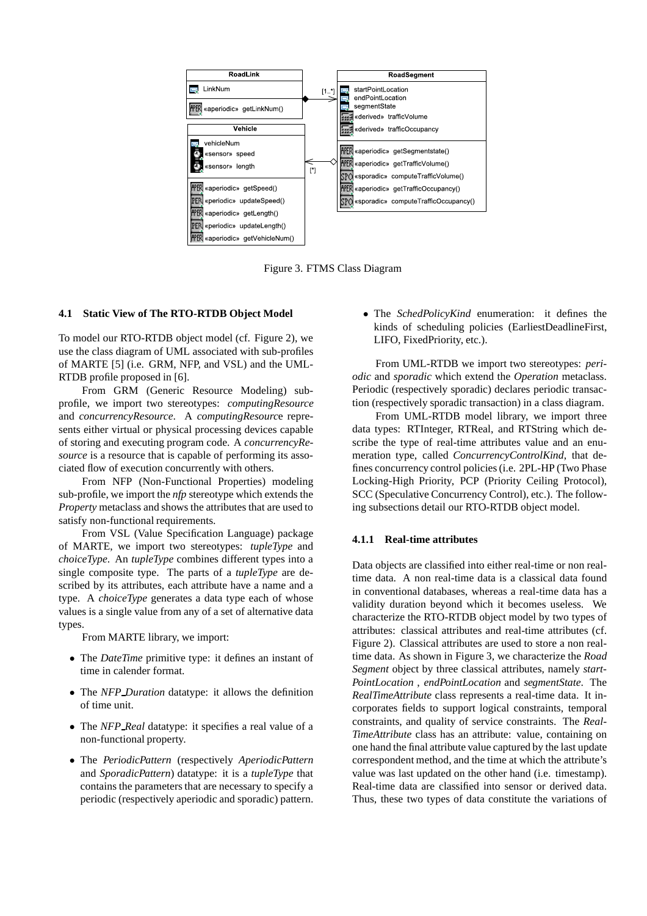Figure 3. FTMS Class Diagram

### 4.1 Static View of The RTO-RTDB Object Model

To model our RTO-RTDB object model (cf. Figure 2), we use the class diagram of UML associated with sub-profiles of MARTE [5] (i.e. GRM, NFP, and VSL) and the UML-RTDB profile proposed in [6].

From GRM (Generic Resource Modeling) sub-profile, we import two stereotypes: *computingResource* and *concurrencyResource*. A *computingResource* represents either virtual or physical processing devices capable of storing and executing program code. A *concurrencyResource* is a resource that is capable of performing its associated flow of execution concurrently with others.

From NFP (Non-Functional Properties) modeling sub-profile, we import the *nfp* stereotype which extends the *Property* metaclass and shows the attributes that are used to satisfy non-functional requirements.

From VSL (Value Specification Language) package of MARTE, we import two stereotypes: *tupleType* and *choiceType*. An *tupleType* combines different types into a single composite type. The parts of a *tupleType* are described by its attributes, each attribute have a name and a type. A *choiceType* generates a data type each of whose values is a single value from any of a set of alternative data types.

From MARTE library, we import:

- The *DateTime* primitive type: it defines an instant of time in calender format.
- The *NFP_Duration* datatype: it allows the definition of time unit.
- The *NFP_Real* datatype: it specifies a real value of a non-functional property.
- The *PeriodicPattern* (respectively *AperiodicPattern* and *SporadicPattern*) datatype: it is a *tupleType* that contains the parameters that are necessary to specify a periodic (respectively aperiodic and sporadic) pattern.
- The *SchedPolicyKind* enumeration: it defines the kinds of scheduling policies (EarliestDeadlineFirst, LIFO, FixedPriority, etc.).

From UML-RTDB we import two stereotypes: *periodic* and *sporadic* which extend the *Operation* metaclass. Periodic (respectively sporadic) declares periodic transaction (respectively sporadic transaction) in a class diagram.

From UML-RTDB model library, we import three data types: RTInteger, RTReal, and RTString which describe the type of real-time attributes value and an enumeration type, called *ConcurrencyControlKind*, that defines concurrency control policies (i.e. 2PL-HP (Two Phase Locking-High Priority, PCP (Priority Ceiling Protocol), SCC (Speculative Concurrency Control), etc.). The following subsections detail our RTO-RTDB object model.

#### 4.1.1 Real-time attributes

Data objects are classified into either real-time or non real-time data. A non real-time data is a classical data found in conventional databases, whereas a real-time data has a validity duration beyond which it becomes useless. We characterize the RTO-RTDB object model by two types of attributes: classical attributes and real-time attributes (cf. Figure 2). Classical attributes are used to store a non real-time data. As shown in Figure 3, we characterize the *Road Segment* object by three classical attributes, namely *startPointLocation* , *endPointLocation* and *segmentState*. The *RealTimeAttribute* class represents a real-time data. It incorporates fields to support logical constraints, temporal constraints, and quality of service constraints. The *RealTimeAttribute* class has an attribute: value, containing on one hand the final attribute value captured by the last update correspondent method, and the time at which the attribute's value was last updated on the other hand (i.e. timestamp). Real-time data are classified into sensor or derived data. Thus, these two types of data constitute the variations of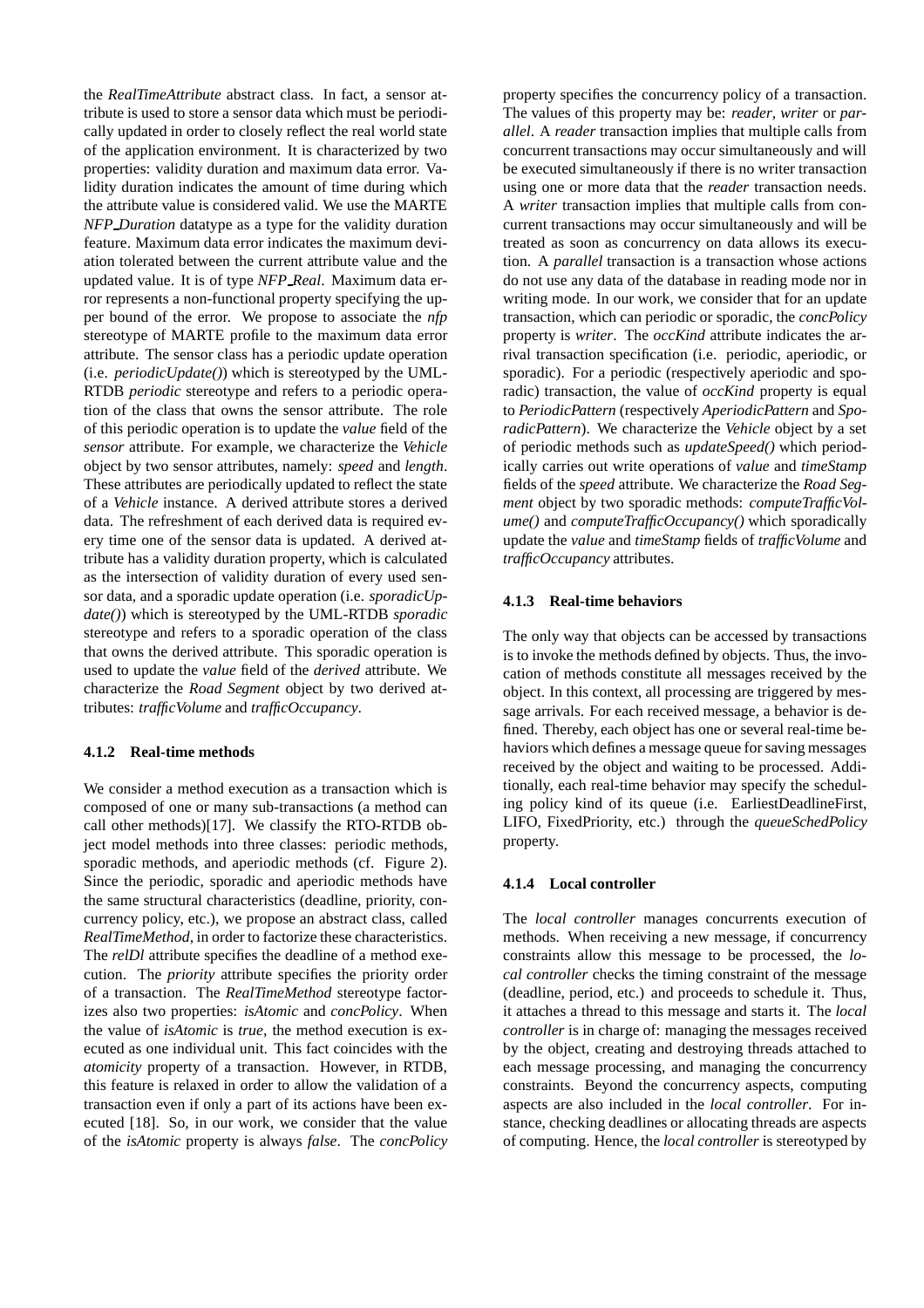the *RealTimeAttribute* abstract class. In fact, a sensor attribute is used to store a sensor data which must be periodically updated in order to closely reflect the real world state of the application environment. It is characterized by two properties: validity duration and maximum data error. Validity duration indicates the amount of time during which the attribute value is considered valid. We use the MARTE *NFP_Duration* datatype as a type for the validity duration feature. Maximum data error indicates the maximum deviation tolerated between the current attribute value and the updated value. It is of type *NFP_Real*. Maximum data error represents a non-functional property specifying the upper bound of the error. We propose to associate the *nfp* stereotype of MARTE profile to the maximum data error attribute. The sensor class has a periodic update operation (i.e. *periodicUpdate()*) which is stereotyped by the UML-RTDB *periodic* stereotype and refers to a periodic operation of the class that owns the sensor attribute. The role of this periodic operation is to update the *value* field of the *sensor* attribute. For example, we characterize the *Vehicle* object by two sensor attributes, namely: *speed* and *length*. These attributes are periodically updated to reflect the state of a *Vehicle* instance. A derived attribute stores a derived data. The refreshment of each derived data is required every time one of the sensor data is updated. A derived attribute has a validity duration property, which is calculated as the intersection of validity duration of every used sensor data, and a sporadic update operation (i.e. *sporadicUpdate()*) which is stereotyped by the UML-RTDB *sporadic* stereotype and refers to a sporadic operation of the class that owns the derived attribute. This sporadic operation is used to update the *value* field of the *derived* attribute. We characterize the *Road Segment* object by two derived attributes: *trafficVolume* and *trafficOccupancy*.

#### 4.1.2 Real-time methods

We consider a method execution as a transaction which is composed of one or many sub-transactions (a method can call other methods)[17]. We classify the RTO-RTDB object model methods into three classes: periodic methods, sporadic methods, and aperiodic methods (cf. Figure 2). Since the periodic, sporadic and aperiodic methods have the same structural characteristics (deadline, priority, concurrency policy, etc.), we propose an abstract class, called *RealTimeMethod*, in order to factorize these characteristics. The *relDl* attribute specifies the deadline of a method execution. The *priority* attribute specifies the priority order of a transaction. The *RealTimeMethod* stereotype factorizes also two properties: *isAtomic* and *concPolicy*. When the value of *isAtomic* is *true*, the method execution is executed as one individual unit. This fact coincides with the *atomicity* property of a transaction. However, in RTDB, this feature is relaxed in order to allow the validation of a transaction even if only a part of its actions have been executed [18]. So, in our work, we consider that the value of the *isAtomic* property is always *false*. The *concPolicy* property specifies the concurrency policy of a transaction. The values of this property may be: *reader*, *writer* or *parallel*. A *reader* transaction implies that multiple calls from concurrent transactions may occur simultaneously and will be executed simultaneously if there is no writer transaction using one or more data that the *reader* transaction needs. A *writer* transaction implies that multiple calls from concurrent transactions may occur simultaneously and will be treated as soon as concurrency on data allows its execution. A *parallel* transaction is a transaction whose actions do not use any data of the database in reading mode nor in writing mode. In our work, we consider that for an update transaction, which can periodic or sporadic, the *concPolicy* property is *writer*. The *occKind* attribute indicates the arrival transaction specification (i.e. periodic, aperiodic, or sporadic). For a periodic (respectively aperiodic and sporadic) transaction, the value of *occKind* property is equal to *PeriodicPattern* (respectively *AperiodicPattern* and *SporadicPattern*). We characterize the *Vehicle* object by a set of periodic methods such as *updateSpeed()* which periodically carries out write operations of *value* and *timeStamp* fields of the *speed* attribute. We characterize the *Road Segment* object by two sporadic methods: *computeTrafficVolume()* and *computeTrafficOccupancy()* which sporadically update the *value* and *timeStamp* fields of *trafficVolume* and *trafficOccupancy* attributes.

#### 4.1.3 Real-time behaviors

The only way that objects can be accessed by transactions is to invoke the methods defined by objects. Thus, the invocation of methods constitute all messages received by the object. In this context, all processing are triggered by message arrivals. For each received message, a behavior is defined. Thereby, each object has one or several real-time behaviors which defines a message queue for saving messages received by the object and waiting to be processed. Additionally, each real-time behavior may specify the scheduling policy kind of its queue (i.e. EarliestDeadlineFirst, LIFO, FixedPriority, etc.) through the *queueSchedPolicy* property.

#### 4.1.4 Local controller

The *local controller* manages concurrents execution of methods. When receiving a new message, if concurrency constraints allow this message to be processed, the *local controller* checks the timing constraint of the message (deadline, period, etc.) and proceeds to schedule it. Thus, it attaches a thread to this message and starts it. The *local controller* is in charge of: managing the messages received by the object, creating and destroying threads attached to each message processing, and managing the concurrency constraints. Beyond the concurrency aspects, computing aspects are also included in the *local controller*. For instance, checking deadlines or allocating threads are aspects of computing. Hence, the *local controller* is stereotyped by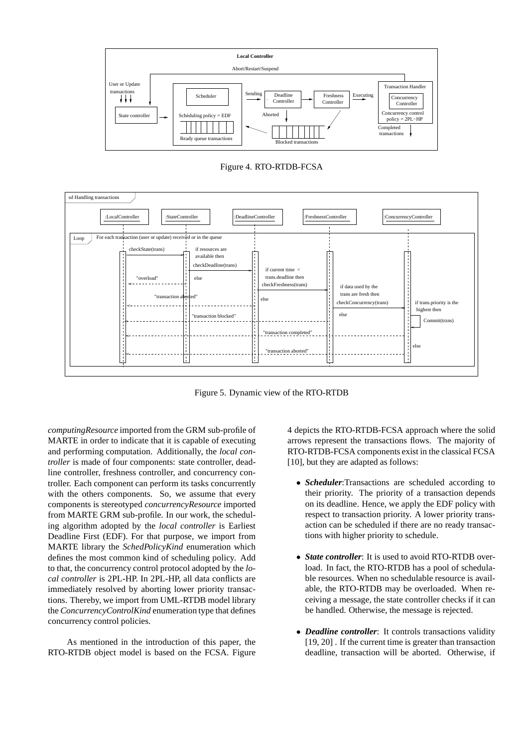Figure 4. RTO-RTDB-FCSA

Figure 5. Dynamic view of the RTO-RTDB

*computingResource* imported from the GRM sub-profile of MARTE in order to indicate that it is capable of executing and performing computation. Additionally, the *local controller* is made of four components: state controller, deadline controller, freshness controller, and concurrency controller. Each component can perform its tasks concurrently with the others components. So, we assume that every components is stereotyped *concurrencyResource* imported from MARTE GRM sub-profile. In our work, the scheduling algorithm adopted by the *local controller* is Earliest Deadline First (EDF). For that purpose, we import from MARTE library the *SchedPolicyKind* enumeration which defines the most common kind of scheduling policy. Add to that, the concurrency control protocol adopted by the *local controller* is 2PL-HP. In 2PL-HP, all data conflicts are immediately resolved by aborting lower priority transactions. Thereby, we import from UML-RTDB model library the *ConcurrencyControlKind* enumeration type that defines concurrency control policies.

As mentioned in the introduction of this paper, the RTO-RTDB object model is based on the FCSA. Figure 4 depicts the RTO-RTDB-FCSA approach where the solid arrows represent the transactions flows. The majority of RTO-RTDB-FCSA components exist in the classical FCSA [10], but they are adapted as follows:

- ***Scheduler***:Transactions are scheduled according to their priority. The priority of a transaction depends on its deadline. Hence, we apply the EDF policy with respect to transaction priority. A lower priority transaction can be scheduled if there are no ready transactions with higher priority to schedule.
- ***State controller***: It is used to avoid RTO-RTDB overload. In fact, the RTO-RTDB has a pool of schedulable resources. When no schedulable resource is available, the RTO-RTDB may be overloaded. When receiving a message, the state controller checks if it can be handled. Otherwise, the message is rejected.
- ***Deadline controller***: It controls transactions validity [19, 20] . If the current time is greater than transaction deadline, transaction will be aborted. Otherwise, if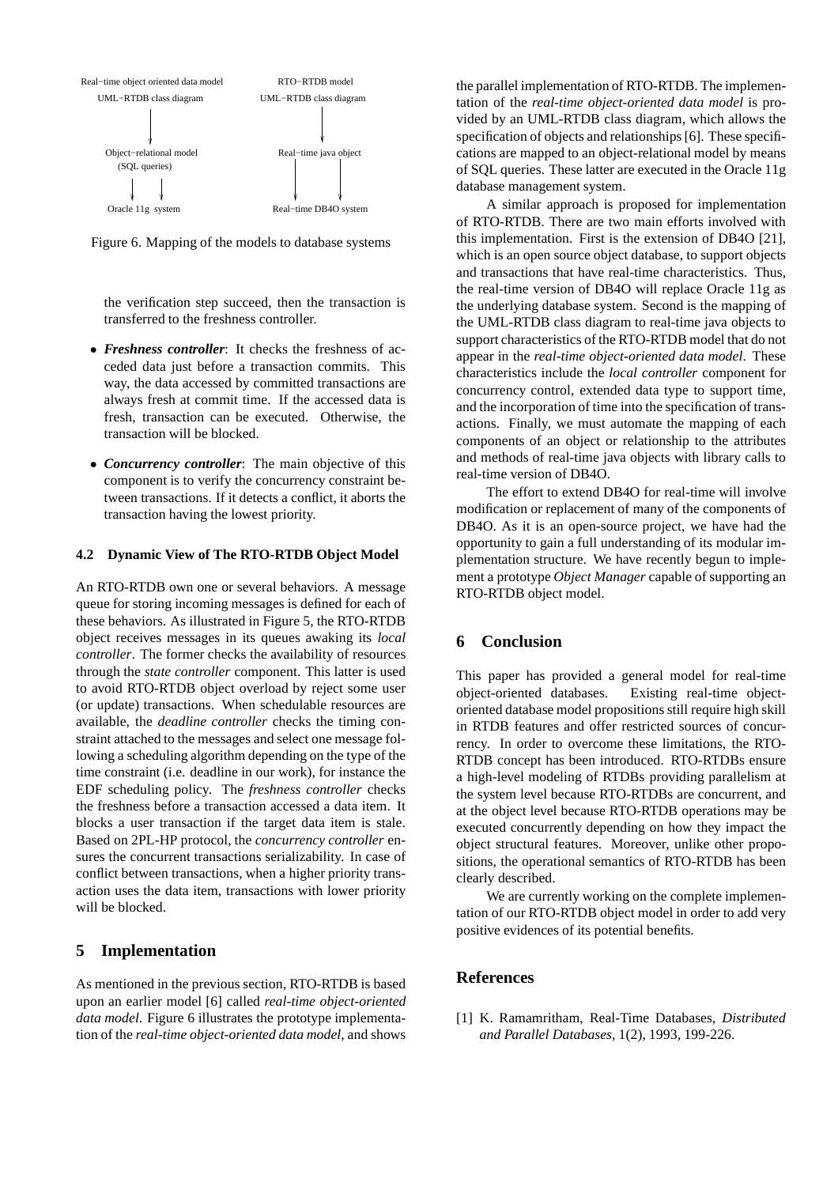Real−time object oriented data model
UML−RTDB class diagram
↓
Object−relational model
(SQL queries)
↓ ↓
Oracle 11g system

RTO−RTDB model
UML−RTDB class diagram
↓
Real−time java object
↓ ↓
Real−time DB4O system

Figure 6. Mapping of the models to database systems

the verification step succeed, then the transaction is transferred to the freshness controller.

- ***Freshness controller***: It checks the freshness of acceded data just before a transaction commits. This way, the data accessed by committed transactions are always fresh at commit time. If the accessed data is fresh, transaction can be executed. Otherwise, the transaction will be blocked.
- ***Concurrency controller***: The main objective of this component is to verify the concurrency constraint between transactions. If it detects a conflict, it aborts the transaction having the lowest priority.

### 4.2 Dynamic View of The RTO-RTDB Object Model

An RTO-RTDB own one or several behaviors. A message queue for storing incoming messages is defined for each of these behaviors. As illustrated in Figure 5, the RTO-RTDB object receives messages in its queues awaking its *local controller*. The former checks the availability of resources through the *state controller* component. This latter is used to avoid RTO-RTDB object overload by reject some user (or update) transactions. When schedulable resources are available, the *deadline controller* checks the timing constraint attached to the messages and select one message following a scheduling algorithm depending on the type of the time constraint (i.e. deadline in our work), for instance the EDF scheduling policy. The *freshness controller* checks the freshness before a transaction accessed a data item. It blocks a user transaction if the target data item is stale. Based on 2PL-HP protocol, the *concurrency controller* ensures the concurrent transactions serializability. In case of conflict between transactions, when a higher priority transaction uses the data item, transactions with lower priority will be blocked.

## 5 Implementation

As mentioned in the previous section, RTO-RTDB is based upon an earlier model [6] called *real-time object-oriented data model*. Figure 6 illustrates the prototype implementation of the *real-time object-oriented data model*, and shows the parallel implementation of RTO-RTDB. The implementation of the *real-time object-oriented data model* is provided by an UML-RTDB class diagram, which allows the specification of objects and relationships [6]. These specifications are mapped to an object-relational model by means of SQL queries. These latter are executed in the Oracle 11g database management system.

A similar approach is proposed for implementation of RTO-RTDB. There are two main efforts involved with this implementation. First is the extension of DB4O [21], which is an open source object database, to support objects and transactions that have real-time characteristics. Thus, the real-time version of DB4O will replace Oracle 11g as the underlying database system. Second is the mapping of the UML-RTDB class diagram to real-time java objects to support characteristics of the RTO-RTDB model that do not appear in the *real-time object-oriented data model*. These characteristics include the *local controller* component for concurrency control, extended data type to support time, and the incorporation of time into the specification of transactions. Finally, we must automate the mapping of each components of an object or relationship to the attributes and methods of real-time java objects with library calls to real-time version of DB4O.

The effort to extend DB4O for real-time will involve modification or replacement of many of the components of DB4O. As it is an open-source project, we have had the opportunity to gain a full understanding of its modular implementation structure. We have recently begun to implement a prototype *Object Manager* capable of supporting an RTO-RTDB object model.

## 6 Conclusion

This paper has provided a general model for real-time object-oriented databases. Existing real-time object-oriented database model propositions still require high skill in RTDB features and offer restricted sources of concurrency. In order to overcome these limitations, the RTO-RTDB concept has been introduced. RTO-RTDBs ensure a high-level modeling of RTDBs providing parallelism at the system level because RTO-RTDBs are concurrent, and at the object level because RTO-RTDB operations may be executed concurrently depending on how they impact the object structural features. Moreover, unlike other propositions, the operational semantics of RTO-RTDB has been clearly described.

We are currently working on the complete implementation of our RTO-RTDB object model in order to add very positive evidences of its potential benefits.

## References

[1] K. Ramamritham, Real-Time Databases, *Distributed and Parallel Databases*, 1(2), 1993, 199-226.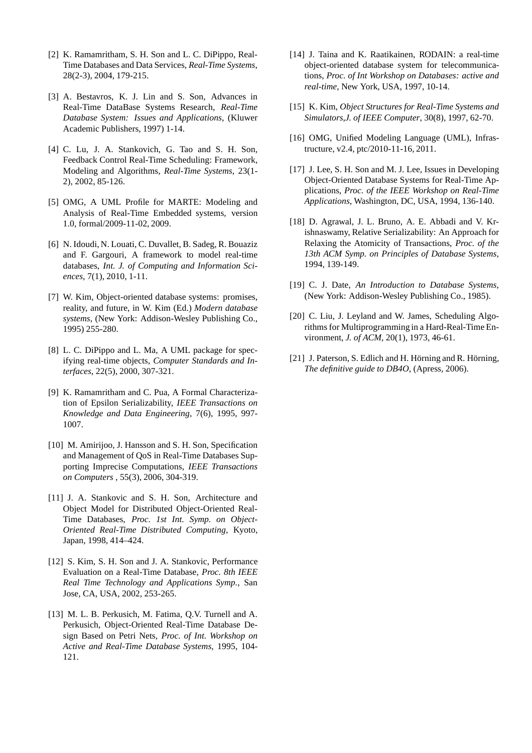[2] K. Ramamritham, S. H. Son and L. C. DiPippo, Real-Time Databases and Data Services, *Real-Time Systems*, 28(2-3), 2004, 179-215.

[3] A. Bestavros, K. J. Lin and S. Son, Advances in Real-Time DataBase Systems Research, *Real-Time Database System: Issues and Applications*, (Kluwer Academic Publishers, 1997) 1-14.

[4] C. Lu, J. A. Stankovich, G. Tao and S. H. Son, Feedback Control Real-Time Scheduling: Framework, Modeling and Algorithms, *Real-Time Systems*, 23(1-2), 2002, 85-126.

[5] OMG, A UML Profile for MARTE: Modeling and Analysis of Real-Time Embedded systems, version 1.0, formal/2009-11-02, 2009.

[6] N. Idoudi, N. Louati, C. Duvallet, B. Sadeg, R. Bouaziz and F. Gargouri, A framework to model real-time databases, *Int. J. of Computing and Information Sciences*, 7(1), 2010, 1-11.

[7] W. Kim, Object-oriented database systems: promises, reality, and future, in W. Kim (Ed.) *Modern database systems*, (New York: Addison-Wesley Publishing Co., 1995) 255-280.

[8] L. C. DiPippo and L. Ma, A UML package for specifying real-time objects, *Computer Standards and Interfaces*, 22(5), 2000, 307-321.

[9] K. Ramamritham and C. Pua, A Formal Characterization of Epsilon Serializability, *IEEE Transactions on Knowledge and Data Engineering*, 7(6), 1995, 997-1007.

[10] M. Amirijoo, J. Hansson and S. H. Son, Specification and Management of QoS in Real-Time Databases Supporting Imprecise Computations, *IEEE Transactions on Computers* , 55(3), 2006, 304-319.

[11] J. A. Stankovic and S. H. Son, Architecture and Object Model for Distributed Object-Oriented Real-Time Databases, *Proc. 1st Int. Symp. on Object-Oriented Real-Time Distributed Computing*, Kyoto, Japan, 1998, 414–424.

[12] S. Kim, S. H. Son and J. A. Stankovic, Performance Evaluation on a Real-Time Database, *Proc. 8th IEEE Real Time Technology and Applications Symp.*, San Jose, CA, USA, 2002, 253-265.

[13] M. L. B. Perkusich, M. Fatima, Q.V. Turnell and A. Perkusich, Object-Oriented Real-Time Database Design Based on Petri Nets, *Proc. of Int. Workshop on Active and Real-Time Database Systems*, 1995, 104-121.

[14] J. Taina and K. Raatikainen, RODAIN: a real-time object-oriented database system for telecommunications, *Proc. of Int Workshop on Databases: active and real-time*, New York, USA, 1997, 10-14.

[15] K. Kim, *Object Structures for Real-Time Systems and Simulators,J. of IEEE Computer*, 30(8), 1997, 62-70.

[16] OMG, Unified Modeling Language (UML), Infrastructure, v2.4, ptc/2010-11-16, 2011.

[17] J. Lee, S. H. Son and M. J. Lee, Issues in Developing Object-Oriented Database Systems for Real-Time Applications, *Proc. of the IEEE Workshop on Real-Time Applications*, Washington, DC, USA, 1994, 136-140.

[18] D. Agrawal, J. L. Bruno, A. E. Abbadi and V. Krishnaswamy, Relative Serializability: An Approach for Relaxing the Atomicity of Transactions, *Proc. of the 13th ACM Symp. on Principles of Database Systems*, 1994, 139-149.

[19] C. J. Date, *An Introduction to Database Systems*, (New York: Addison-Wesley Publishing Co., 1985).

[20] C. Liu, J. Leyland and W. James, Scheduling Algorithms for Multiprogramming in a Hard-Real-Time Environment, *J. of ACM*, 20(1), 1973, 46-61.

[21] J. Paterson, S. Edlich and H. Hörning and R. Hörning, *The definitive guide to DB4O*, (Apress, 2006).